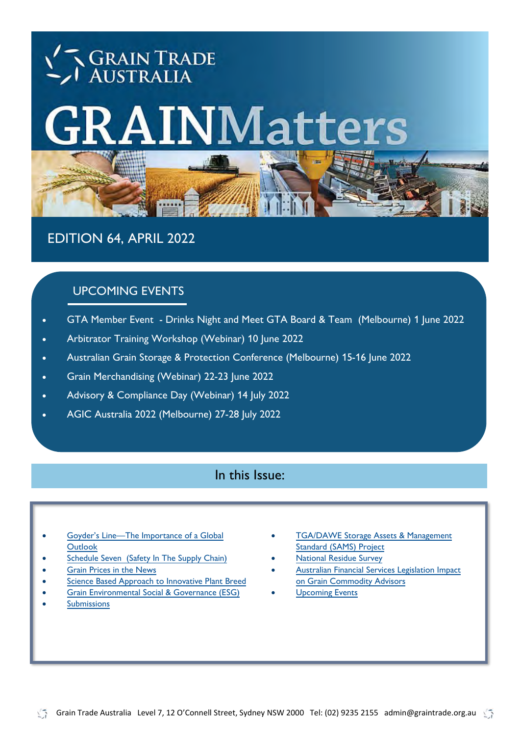# GRAIN TRADE AUSTRALIA

# GRAINMatters

## EDITION 64, APRIL 2022

## UPCOMING EVENTS

- GTA Member Event - Drinks Night and Meet GTA Board & Team (Melbourne) 1 June 2022
- Arbitrator Training Workshop (Webinar) 10 June 2022
- Australian Grain Storage & Protection Conference (Melbourne) 15-16 June 2022
- Grain Merchandising (Webinar) 22-23 June 2022
- Advisory & Compliance Day (Webinar) 14 July 2022
- AGIC Australia 2022 (Melbourne) 27-28 July 2022

## In this Issue:

- Goyder's Line—The Importance of a Global Outlook
- Schedule Seven (Safety In The Supply Chain)
- Grain Prices in the News
- Science Based Approach to Innovative Plant Breed
- Grain Environmental Social & Governance (ESG)
- Submissions
- TGA/DAWE Storage Assets & Management Standard (SAMS) Project
- National Residue Survey
- Australian Financial Services Legislation Impact on Grain Commodity Advisors
- Upcoming Events

Grain Trade Australia Level 7, 12 O'Connell Street, Sydney NSW 2000 Tel: (02) 9235 2155 admin@graintrade.org.au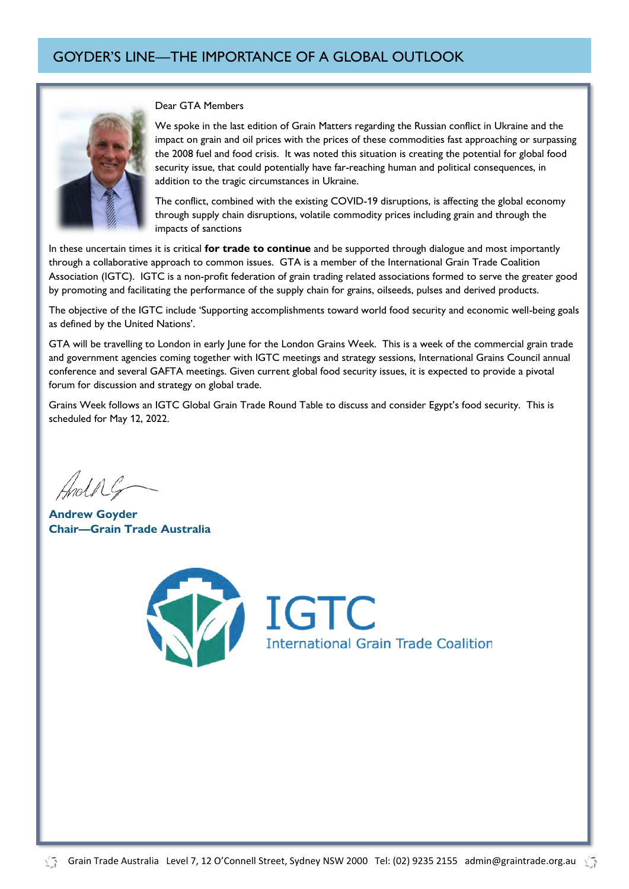# GOYDER'S LINE—THE IMPORTANCE OF A GLOBAL OUTLOOK

Dear GTA Members

We spoke in the last edition of Grain Matters regarding the Russian conflict in Ukraine and the impact on grain and oil prices with the prices of these commodities fast approaching or surpassing the 2008 fuel and food crisis. It was noted this situation is creating the potential for global food security issue, that could potentially have far-reaching human and political consequences, in addition to the tragic circumstances in Ukraine.

The conflict, combined with the existing COVID-19 disruptions, is affecting the global economy through supply chain disruptions, volatile commodity prices including grain and through the impacts of sanctions

In these uncertain times it is critical **for trade to continue** and be supported through dialogue and most importantly through a collaborative approach to common issues. GTA is a member of the International Grain Trade Coalition Association (IGTC). IGTC is a non-profit federation of grain trading related associations formed to serve the greater good by promoting and facilitating the performance of the supply chain for grains, oilseeds, pulses and derived products.

The objective of the IGTC include 'Supporting accomplishments toward world food security and economic well-being goals as defined by the United Nations'.

GTA will be travelling to London in early June for the London Grains Week. This is a week of the commercial grain trade and government agencies coming together with IGTC meetings and strategy sessions, International Grains Council annual conference and several GAFTA meetings. Given current global food security issues, it is expected to provide a pivotal forum for discussion and strategy on global trade.

Grains Week follows an IGTC Global Grain Trade Round Table to discuss and consider Egypt's food security. This is scheduled for May 12, 2022.

**Andrew Goyder**
**Chair—Grain Trade Australia**

IGTC
International Grain Trade Coalition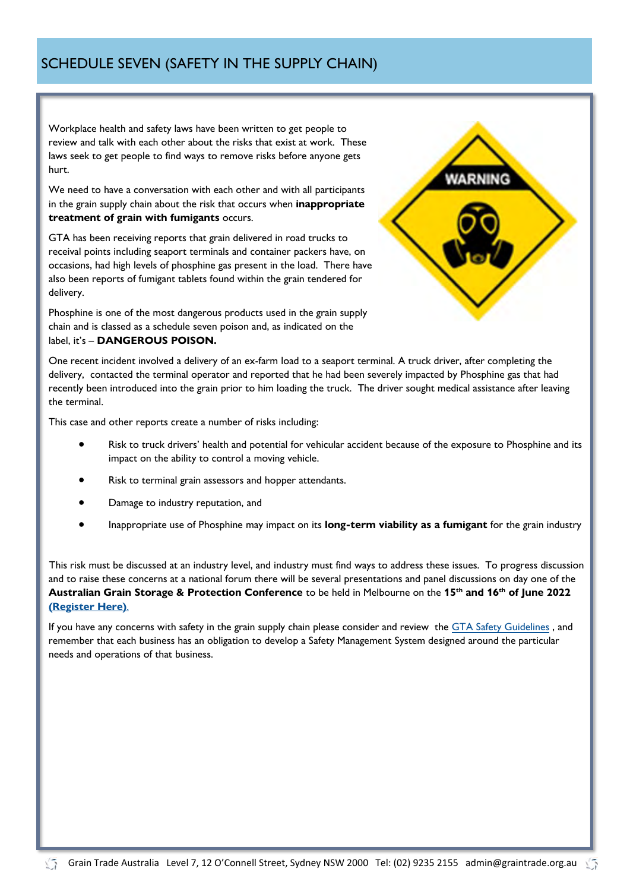# SCHEDULE SEVEN (SAFETY IN THE SUPPLY CHAIN)

Workplace health and safety laws have been written to get people to review and talk with each other about the risks that exist at work. These laws seek to get people to find ways to remove risks before anyone gets hurt.

We need to have a conversation with each other and with all participants in the grain supply chain about the risk that occurs when **inappropriate treatment of grain with fumigants** occurs.

GTA has been receiving reports that grain delivered in road trucks to receival points including seaport terminals and container packers have, on occasions, had high levels of phosphine gas present in the load. There have also been reports of fumigant tablets found within the grain tendered for delivery.

Phosphine is one of the most dangerous products used in the grain supply chain and is classed as a schedule seven poison and, as indicated on the label, it's – **DANGEROUS POISON.**

One recent incident involved a delivery of an ex-farm load to a seaport terminal. A truck driver, after completing the delivery, contacted the terminal operator and reported that he had been severely impacted by Phosphine gas that had recently been introduced into the grain prior to him loading the truck. The driver sought medical assistance after leaving the terminal.

This case and other reports create a number of risks including:

- Risk to truck drivers' health and potential for vehicular accident because of the exposure to Phosphine and its impact on the ability to control a moving vehicle.
- Risk to terminal grain assessors and hopper attendants.
- Damage to industry reputation, and
- Inappropriate use of Phosphine may impact on its **long-term viability as a fumigant** for the grain industry

This risk must be discussed at an industry level, and industry must find ways to address these issues. To progress discussion and to raise these concerns at a national forum there will be several presentations and panel discussions on day one of the **Australian Grain Storage & Protection Conference** to be held in Melbourne on the **15th and 16th of June 2022** **(Register Here).**

If you have any concerns with safety in the grain supply chain please consider and review the GTA Safety Guidelines , and remember that each business has an obligation to develop a Safety Management System designed around the particular needs and operations of that business.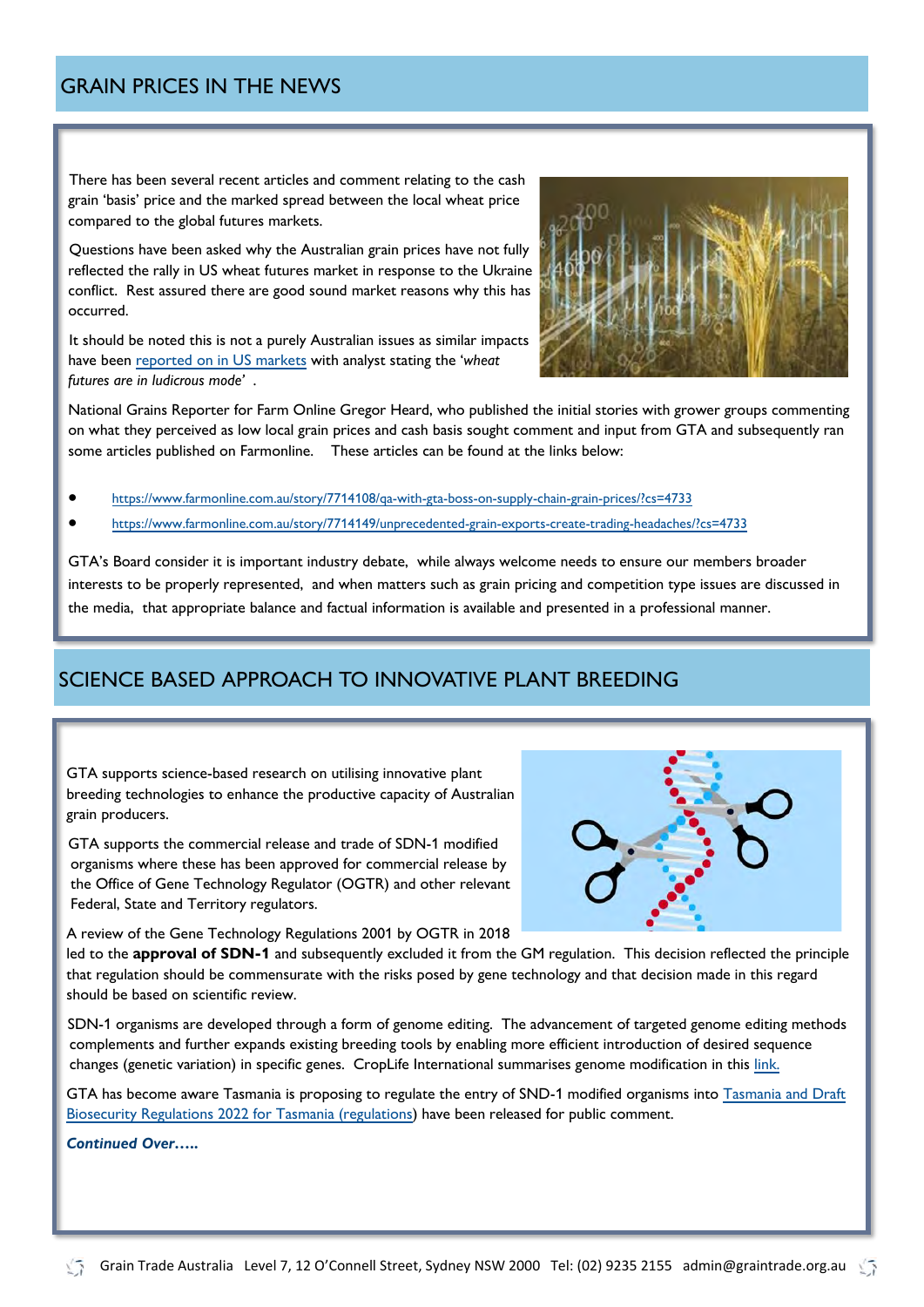## GRAIN PRICES IN THE NEWS

There has been several recent articles and comment relating to the cash grain 'basis' price and the marked spread between the local wheat price compared to the global futures markets.

Questions have been asked why the Australian grain prices have not fully reflected the rally in US wheat futures market in response to the Ukraine conflict. Rest assured there are good sound market reasons why this has occurred.

It should be noted this is not a purely Australian issues as similar impacts have been reported on in US markets with analyst stating the '*wheat futures are in ludicrous mode*' .

National Grains Reporter for Farm Online Gregor Heard, who published the initial stories with grower groups commenting on what they perceived as low local grain prices and cash basis sought comment and input from GTA and subsequently ran some articles published on Farmonline. These articles can be found at the links below:

- https://www.farmonline.com.au/story/7714108/qa-with-gta-boss-on-supply-chain-grain-prices/?cs=4733
- https://www.farmonline.com.au/story/7714149/unprecedented-grain-exports-create-trading-headaches/?cs=4733

GTA's Board consider it is important industry debate, while always welcome needs to ensure our members broader interests to be properly represented, and when matters such as grain pricing and competition type issues are discussed in the media, that appropriate balance and factual information is available and presented in a professional manner.

## SCIENCE BASED APPROACH TO INNOVATIVE PLANT BREEDING

GTA supports science-based research on utilising innovative plant breeding technologies to enhance the productive capacity of Australian grain producers.

GTA supports the commercial release and trade of SDN-1 modified organisms where these has been approved for commercial release by the Office of Gene Technology Regulator (OGTR) and other relevant Federal, State and Territory regulators.

A review of the Gene Technology Regulations 2001 by OGTR in 2018 led to the **approval of SDN-1** and subsequently excluded it from the GM regulation. This decision reflected the principle that regulation should be commensurate with the risks posed by gene technology and that decision made in this regard should be based on scientific review.

SDN-1 organisms are developed through a form of genome editing. The advancement of targeted genome editing methods complements and further expands existing breeding tools by enabling more efficient introduction of desired sequence changes (genetic variation) in specific genes. CropLife International summarises genome modification in this link.

GTA has become aware Tasmania is proposing to regulate the entry of SND-1 modified organisms into Tasmania and Draft Biosecurity Regulations 2022 for Tasmania (regulations) have been released for public comment.

***Continued Over…..***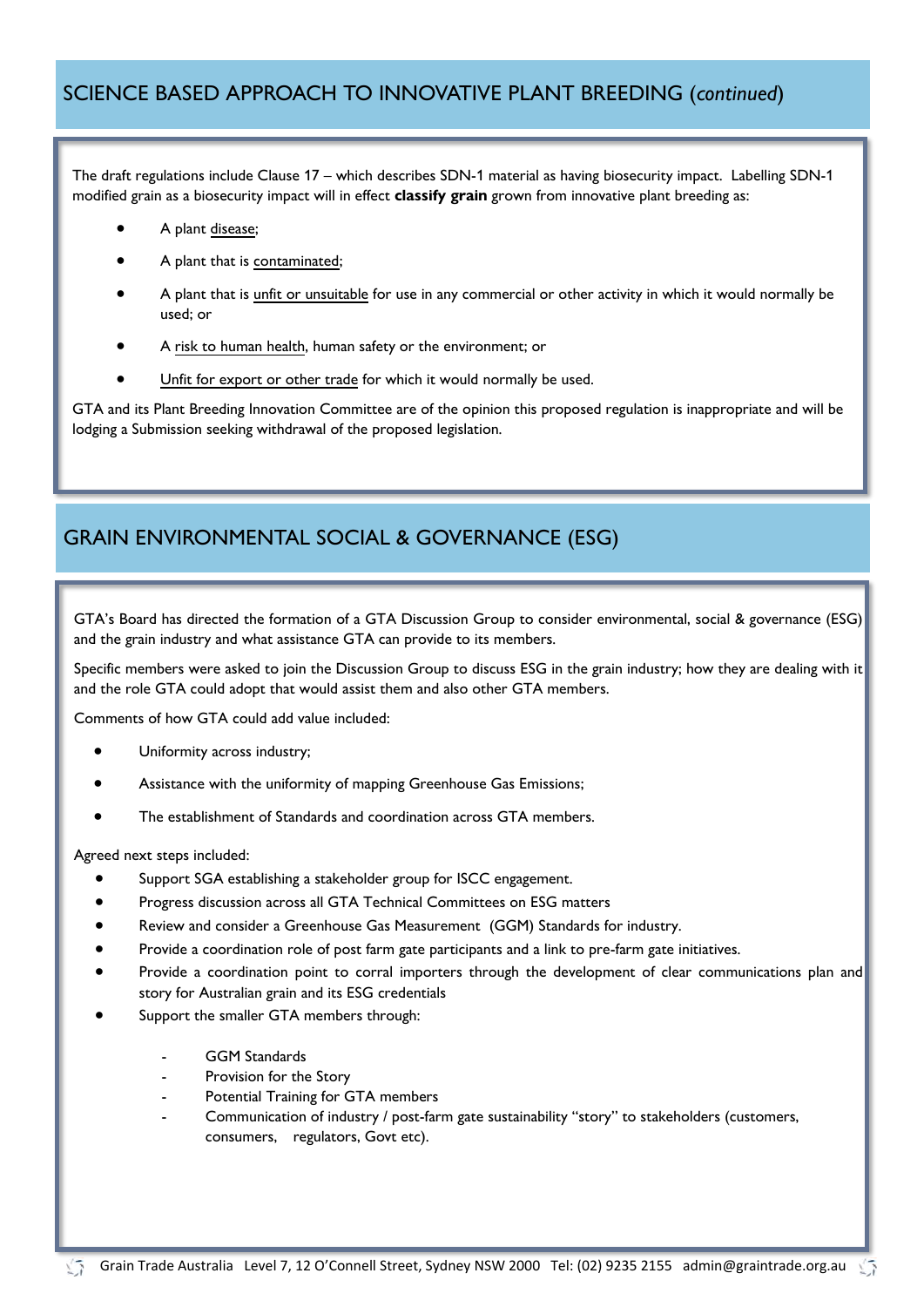## SCIENCE BASED APPROACH TO INNOVATIVE PLANT BREEDING (*continued*)

The draft regulations include Clause 17 – which describes SDN-1 material as having biosecurity impact. Labelling SDN-1 modified grain as a biosecurity impact will in effect **classify grain** grown from innovative plant breeding as:

- A plant disease;
- A plant that is contaminated;
- A plant that is unfit or unsuitable for use in any commercial or other activity in which it would normally be used; or
- A risk to human health, human safety or the environment; or
- Unfit for export or other trade for which it would normally be used.

GTA and its Plant Breeding Innovation Committee are of the opinion this proposed regulation is inappropriate and will be lodging a Submission seeking withdrawal of the proposed legislation.

## GRAIN ENVIRONMENTAL SOCIAL & GOVERNANCE (ESG)

GTA's Board has directed the formation of a GTA Discussion Group to consider environmental, social & governance (ESG) and the grain industry and what assistance GTA can provide to its members.

Specific members were asked to join the Discussion Group to discuss ESG in the grain industry; how they are dealing with it and the role GTA could adopt that would assist them and also other GTA members.

Comments of how GTA could add value included:

- Uniformity across industry;
- Assistance with the uniformity of mapping Greenhouse Gas Emissions;
- The establishment of Standards and coordination across GTA members.

Agreed next steps included:

- Support SGA establishing a stakeholder group for ISCC engagement.
- Progress discussion across all GTA Technical Committees on ESG matters
- Review and consider a Greenhouse Gas Measurement (GGM) Standards for industry.
- Provide a coordination role of post farm gate participants and a link to pre-farm gate initiatives.
- Provide a coordination point to corral importers through the development of clear communications plan and story for Australian grain and its ESG credentials
- Support the smaller GTA members through:
  - GGM Standards
  - Provision for the Story
  - Potential Training for GTA members
  - Communication of industry / post-farm gate sustainability "story" to stakeholders (customers, consumers, regulators, Govt etc).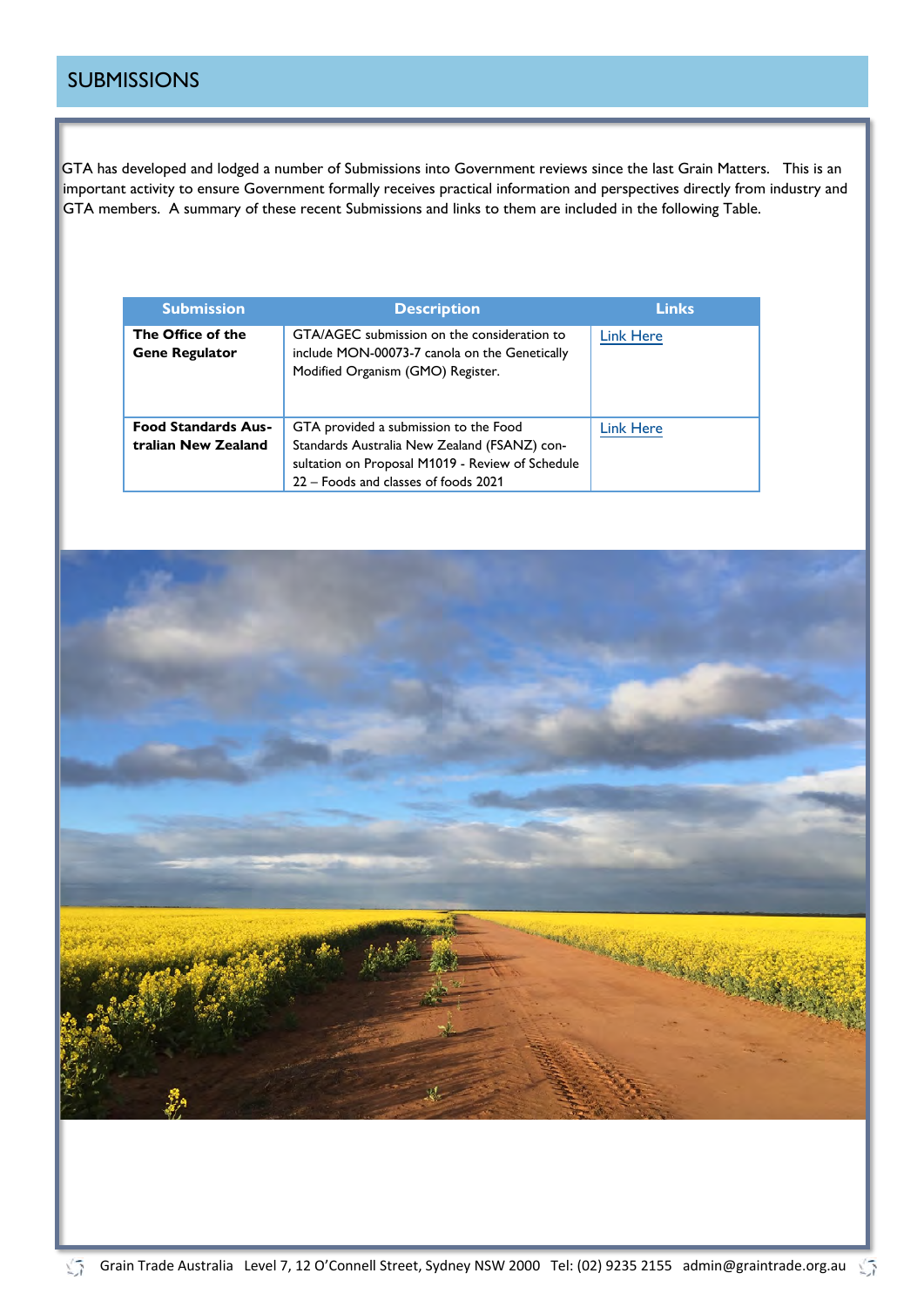# SUBMISSIONS

GTA has developed and lodged a number of Submissions into Government reviews since the last Grain Matters. This is an important activity to ensure Government formally receives practical information and perspectives directly from industry and GTA members. A summary of these recent Submissions and links to them are included in the following Table.

| Submission | Description | Links |
|---|---|---|
| **The Office of the Gene Regulator** | GTA/AGEC submission on the consideration to include MON-00073-7 canola on the Genetically Modified Organism (GMO) Register. | Link Here |
| **Food Standards Australian New Zealand** | GTA provided a submission to the Food Standards Australia New Zealand (FSANZ) consultation on Proposal M1019 - Review of Schedule 22 – Foods and classes of foods 2021 | Link Here |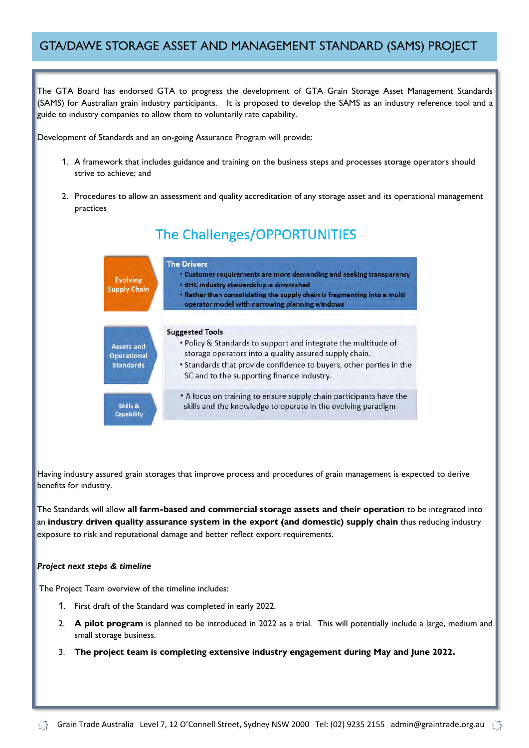# GTA/DAWE STORAGE ASSET AND MANAGEMENT STANDARD (SAMS) PROJECT

The GTA Board has endorsed GTA to progress the development of GTA Grain Storage Asset Management Standards (SAMS) for Australian grain industry participants. It is proposed to develop the SAMS as an industry reference tool and a guide to industry companies to allow them to voluntarily rate capability.

Development of Standards and an on-going Assurance Program will provide:

1. A framework that includes guidance and training on the business steps and processes storage operators should strive to achieve; and
2. Procedures to allow an assessment and quality accreditation of any storage asset and its operational management practices

## The Challenges/OPPORTUNITIES

| | |
|---|---|
| **Evolving Supply Chain** | **The Drivers**<br>• Customer requirements are more demanding and seeking transparency<br>• BHC industry stewardship is diminished<br>• Rather than consolidating the supply chain is fragmenting into a multi operator model with narrowing planning windows |
| **Assets and Operational Standards** | **Suggested Tools**<br>• Policy & Standards to support and integrate the multitude of storage operators into a quality assured supply chain.<br>• Standards that provide confidence to buyers, other parties in the SC and to the supporting finance industry. |
| **Skills & Capability** | • A focus on training to ensure supply chain participants have the skills and the knowledge to operate in the evolving paradigm. |

Having industry assured grain storages that improve process and procedures of grain management is expected to derive benefits for industry.

The Standards will allow **all farm-based and commercial storage assets and their operation** to be integrated into an **industry driven quality assurance system in the export (and domestic) supply chain** thus reducing industry exposure to risk and reputational damage and better reflect export requirements.

***Project next steps & timeline***

The Project Team overview of the timeline includes:

1. First draft of the Standard was completed in early 2022.
2. **A pilot program** is planned to be introduced in 2022 as a trial. This will potentially include a large, medium and small storage business.
3. **The project team is completing extensive industry engagement during May and June 2022.**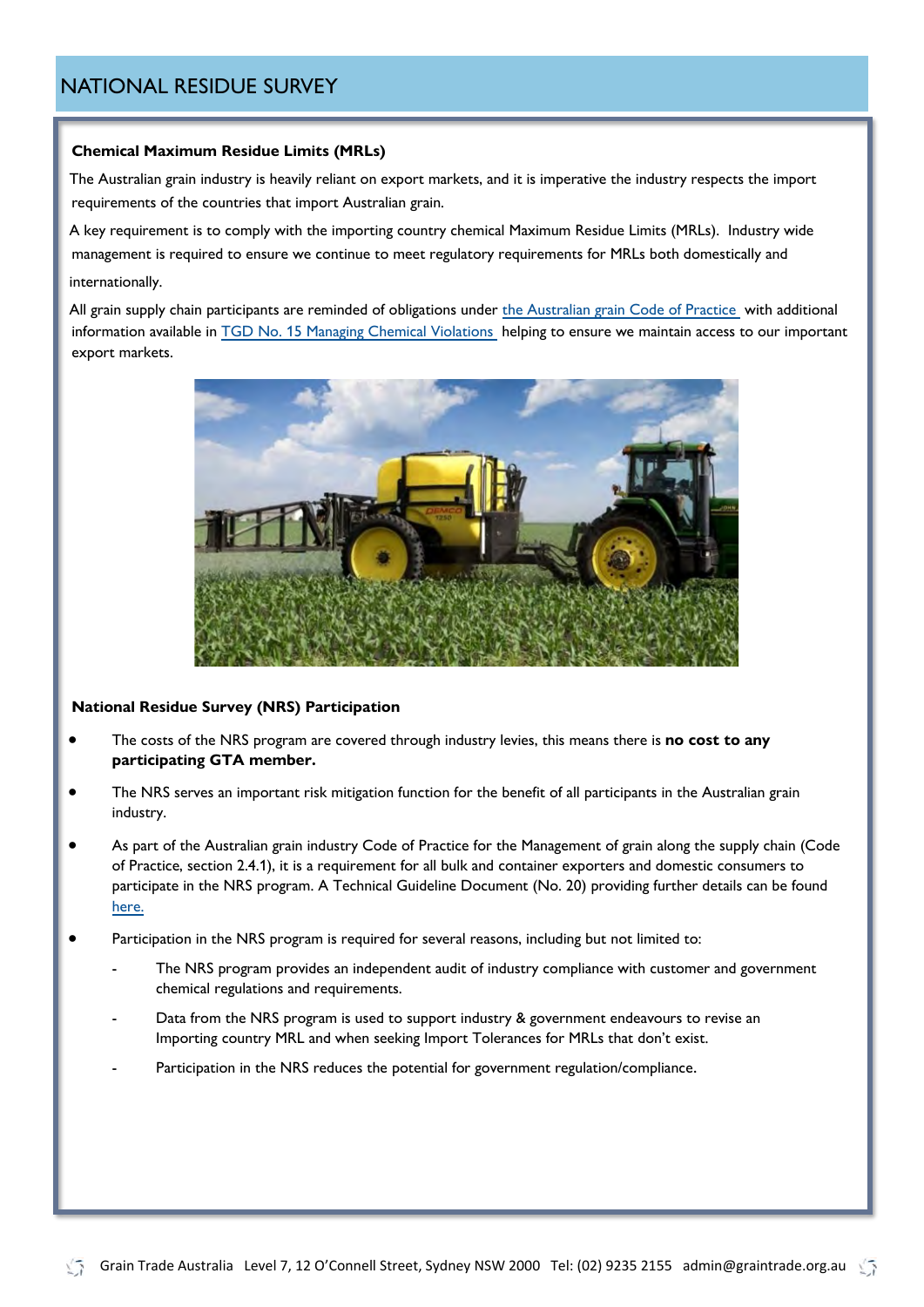# NATIONAL RESIDUE SURVEY

### Chemical Maximum Residue Limits (MRLs)

The Australian grain industry is heavily reliant on export markets, and it is imperative the industry respects the import requirements of the countries that import Australian grain.

A key requirement is to comply with the importing country chemical Maximum Residue Limits (MRLs). Industry wide management is required to ensure we continue to meet regulatory requirements for MRLs both domestically and internationally.

All grain supply chain participants are reminded of obligations under the Australian grain Code of Practice with additional information available in TGD No. 15 Managing Chemical Violations helping to ensure we maintain access to our important export markets.

### National Residue Survey (NRS) Participation

- The costs of the NRS program are covered through industry levies, this means there is **no cost to any participating GTA member.**
- The NRS serves an important risk mitigation function for the benefit of all participants in the Australian grain industry.
- As part of the Australian grain industry Code of Practice for the Management of grain along the supply chain (Code of Practice, section 2.4.1), it is a requirement for all bulk and container exporters and domestic consumers to participate in the NRS program. A Technical Guideline Document (No. 20) providing further details can be found here.
- Participation in the NRS program is required for several reasons, including but not limited to:
  - The NRS program provides an independent audit of industry compliance with customer and government chemical regulations and requirements.
  - Data from the NRS program is used to support industry & government endeavours to revise an Importing country MRL and when seeking Import Tolerances for MRLs that don't exist.
  - Participation in the NRS reduces the potential for government regulation/compliance.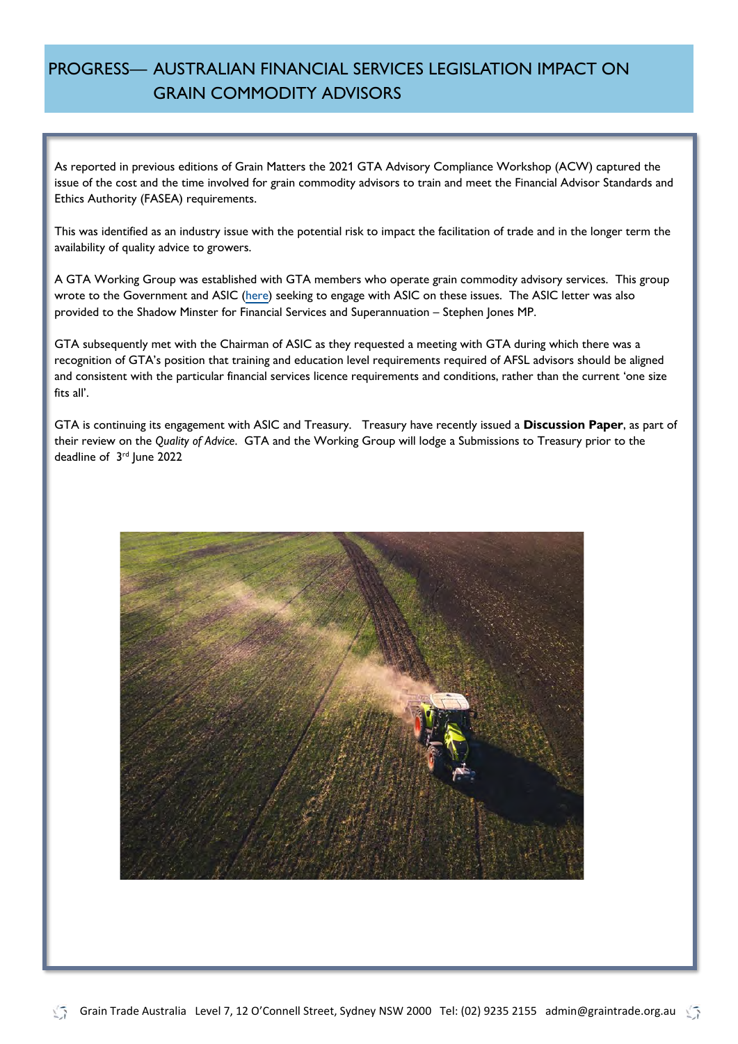# PROGRESS— AUSTRALIAN FINANCIAL SERVICES LEGISLATION IMPACT ON GRAIN COMMODITY ADVISORS

As reported in previous editions of Grain Matters the 2021 GTA Advisory Compliance Workshop (ACW) captured the issue of the cost and the time involved for grain commodity advisors to train and meet the Financial Advisor Standards and Ethics Authority (FASEA) requirements.

This was identified as an industry issue with the potential risk to impact the facilitation of trade and in the longer term the availability of quality advice to growers.

A GTA Working Group was established with GTA members who operate grain commodity advisory services. This group wrote to the Government and ASIC (here) seeking to engage with ASIC on these issues. The ASIC letter was also provided to the Shadow Minster for Financial Services and Superannuation – Stephen Jones MP.

GTA subsequently met with the Chairman of ASIC as they requested a meeting with GTA during which there was a recognition of GTA's position that training and education level requirements required of AFSL advisors should be aligned and consistent with the particular financial services licence requirements and conditions, rather than the current 'one size fits all'.

GTA is continuing its engagement with ASIC and Treasury. Treasury have recently issued a **Discussion Paper**, as part of their review on the *Quality of Advice*. GTA and the Working Group will lodge a Submissions to Treasury prior to the deadline of 3rd June 2022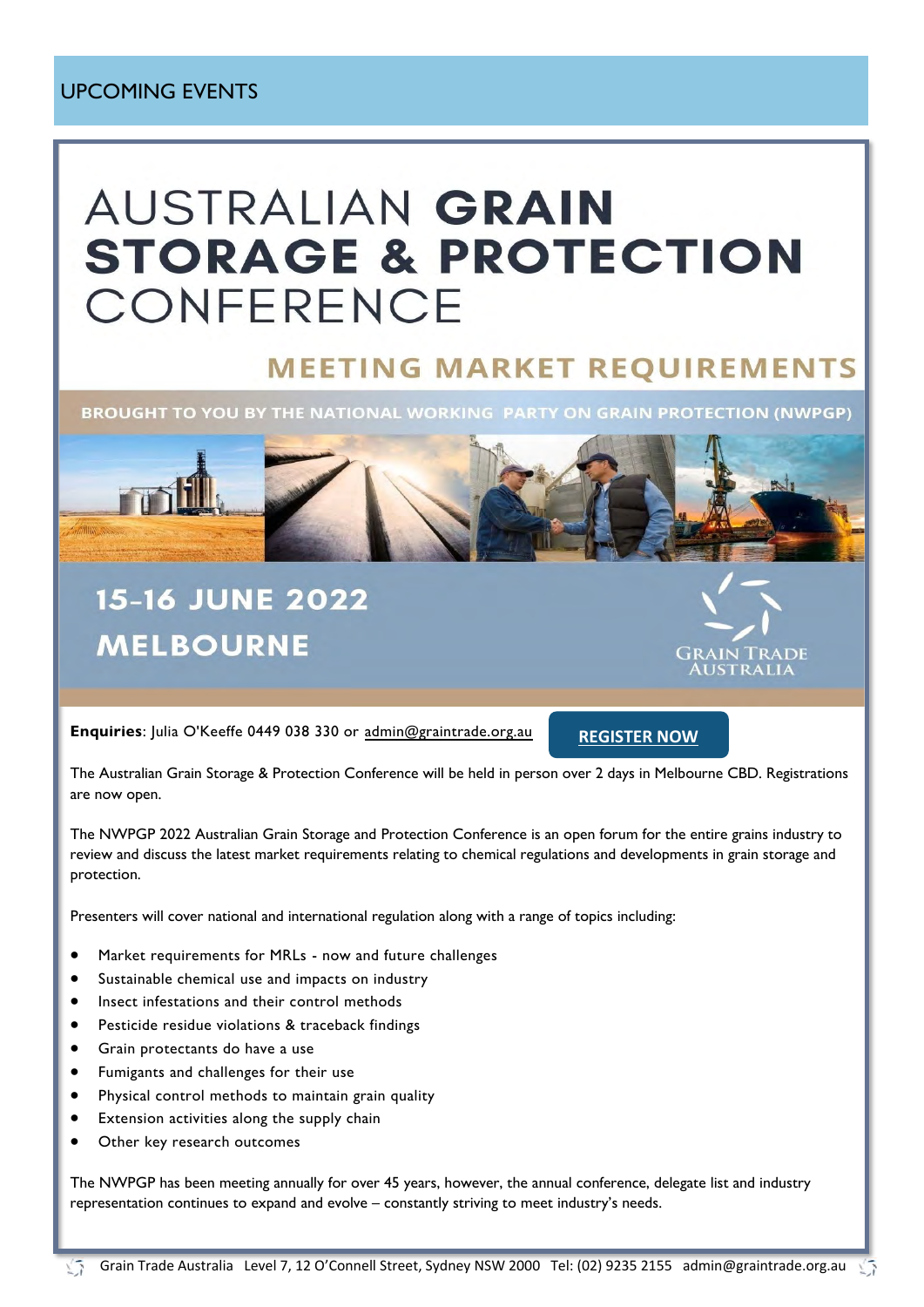## UPCOMING EVENTS

# AUSTRALIAN GRAIN STORAGE & PROTECTION CONFERENCE

## MEETING MARKET REQUIREMENTS

BROUGHT TO YOU BY THE NATIONAL WORKING PARTY ON GRAIN PROTECTION (NWPGP)

## 15-16 JUNE 2022
## MELBOURNE

GRAIN TRADE AUSTRALIA

**Enquiries**: Julia O'Keeffe 0449 038 330 or admin@graintrade.org.au

**REGISTER NOW**

The Australian Grain Storage & Protection Conference will be held in person over 2 days in Melbourne CBD. Registrations are now open.

The NWPGP 2022 Australian Grain Storage and Protection Conference is an open forum for the entire grains industry to review and discuss the latest market requirements relating to chemical regulations and developments in grain storage and protection.

Presenters will cover national and international regulation along with a range of topics including:

- Market requirements for MRLs - now and future challenges
- Sustainable chemical use and impacts on industry
- Insect infestations and their control methods
- Pesticide residue violations & traceback findings
- Grain protectants do have a use
- Fumigants and challenges for their use
- Physical control methods to maintain grain quality
- Extension activities along the supply chain
- Other key research outcomes

The NWPGP has been meeting annually for over 45 years, however, the annual conference, delegate list and industry representation continues to expand and evolve – constantly striving to meet industry's needs.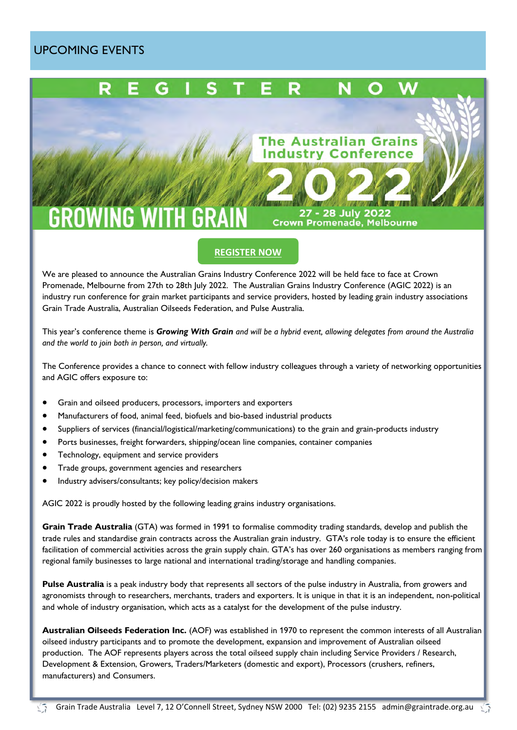## UPCOMING EVENTS

**REGISTER NOW**

**The Australian Grains Industry Conference 2022**

**GROWING WITH GRAIN**

**27 - 28 July 2022**
**Crown Promenade, Melbourne**

**REGISTER NOW**

We are pleased to announce the Australian Grains Industry Conference 2022 will be held face to face at Crown Promenade, Melbourne from 27th to 28th July 2022. The Australian Grains Industry Conference (AGIC 2022) is an industry run conference for grain market participants and service providers, hosted by leading grain industry associations Grain Trade Australia, Australian Oilseeds Federation, and Pulse Australia.

This year's conference theme is ***Growing With Grain*** *and will be a hybrid event, allowing delegates from around the Australia and the world to join both in person, and virtually.*

The Conference provides a chance to connect with fellow industry colleagues through a variety of networking opportunities and AGIC offers exposure to:

- Grain and oilseed producers, processors, importers and exporters
- Manufacturers of food, animal feed, biofuels and bio-based industrial products
- Suppliers of services (financial/logistical/marketing/communications) to the grain and grain-products industry
- Ports businesses, freight forwarders, shipping/ocean line companies, container companies
- Technology, equipment and service providers
- Trade groups, government agencies and researchers
- Industry advisers/consultants; key policy/decision makers

AGIC 2022 is proudly hosted by the following leading grains industry organisations.

**Grain Trade Australia** (GTA) was formed in 1991 to formalise commodity trading standards, develop and publish the trade rules and standardise grain contracts across the Australian grain industry. GTA's role today is to ensure the efficient facilitation of commercial activities across the grain supply chain. GTA's has over 260 organisations as members ranging from regional family businesses to large national and international trading/storage and handling companies.

**Pulse Australia** is a peak industry body that represents all sectors of the pulse industry in Australia, from growers and agronomists through to researchers, merchants, traders and exporters. It is unique in that it is an independent, non-political and whole of industry organisation, which acts as a catalyst for the development of the pulse industry.

**Australian Oilseeds Federation Inc.** (AOF) was established in 1970 to represent the common interests of all Australian oilseed industry participants and to promote the development, expansion and improvement of Australian oilseed production. The AOF represents players across the total oilseed supply chain including Service Providers / Research, Development & Extension, Growers, Traders/Marketers (domestic and export), Processors (crushers, refiners, manufacturers) and Consumers.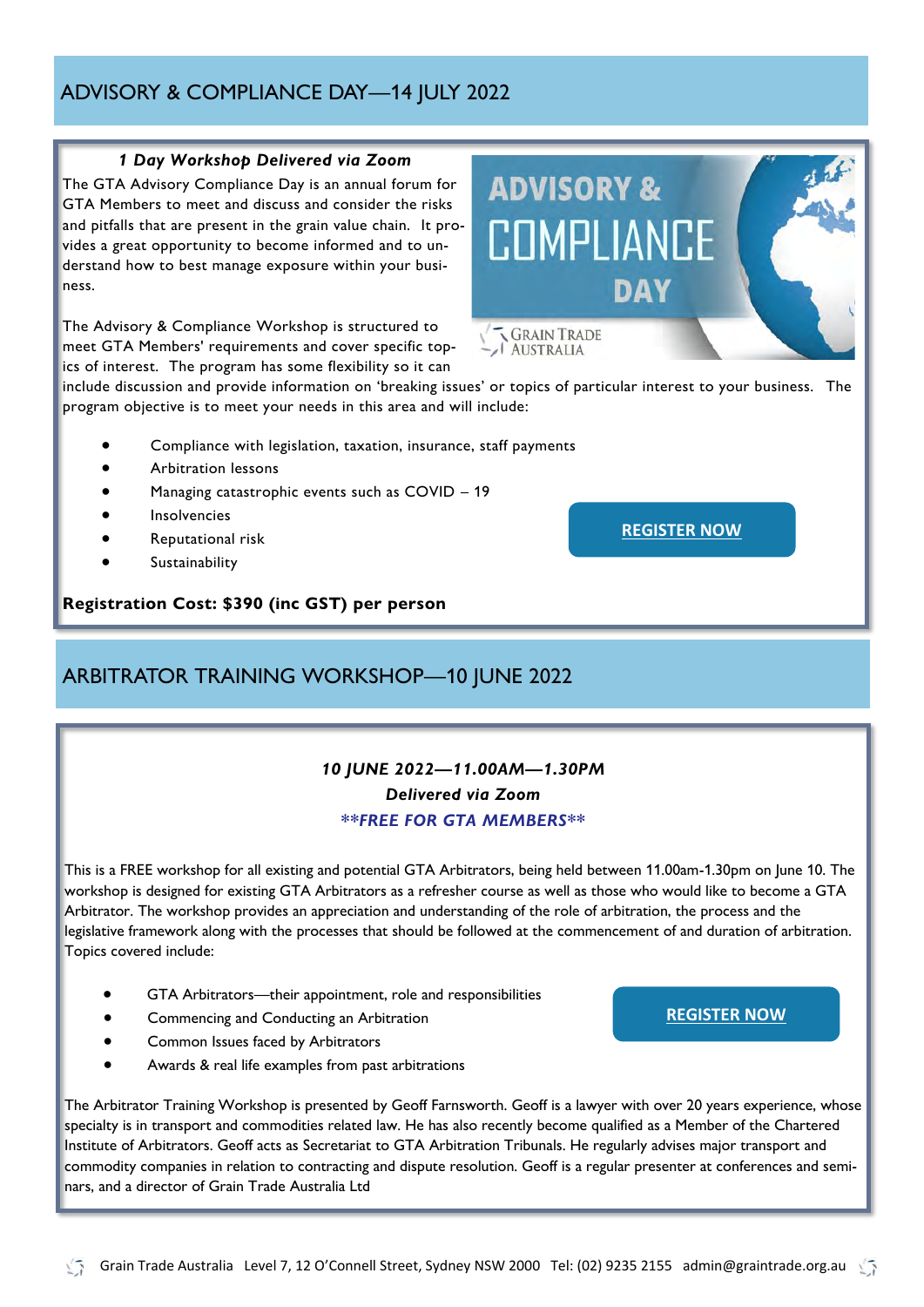## ADVISORY & COMPLIANCE DAY—14 JULY 2022

***1 Day Workshop Delivered via Zoom***

The GTA Advisory Compliance Day is an annual forum for GTA Members to meet and discuss and consider the risks and pitfalls that are present in the grain value chain. It provides a great opportunity to become informed and to understand how to best manage exposure within your business.

The Advisory & Compliance Workshop is structured to meet GTA Members' requirements and cover specific topics of interest. The program has some flexibility so it can include discussion and provide information on 'breaking issues' or topics of particular interest to your business. The program objective is to meet your needs in this area and will include:

- Compliance with legislation, taxation, insurance, staff payments
- Arbitration lessons
- Managing catastrophic events such as COVID – 19
- Insolvencies
- Reputational risk
- Sustainability

**REGISTER NOW**

**Registration Cost: $390 (inc GST) per person**

## ARBITRATOR TRAINING WORKSHOP—10 JUNE 2022

***10 JUNE 2022—11.00AM—1.30PM***

***Delivered via Zoom***

*****FREE FOR GTA MEMBERS*****

This is a FREE workshop for all existing and potential GTA Arbitrators, being held between 11.00am-1.30pm on June 10. The workshop is designed for existing GTA Arbitrators as a refresher course as well as those who would like to become a GTA Arbitrator. The workshop provides an appreciation and understanding of the role of arbitration, the process and the legislative framework along with the processes that should be followed at the commencement of and duration of arbitration. Topics covered include:

- GTA Arbitrators—their appointment, role and responsibilities
- Commencing and Conducting an Arbitration
- Common Issues faced by Arbitrators
- Awards & real life examples from past arbitrations

**REGISTER NOW**

The Arbitrator Training Workshop is presented by Geoff Farnsworth. Geoff is a lawyer with over 20 years experience, whose specialty is in transport and commodities related law. He has also recently become qualified as a Member of the Chartered Institute of Arbitrators. Geoff acts as Secretariat to GTA Arbitration Tribunals. He regularly advises major transport and commodity companies in relation to contracting and dispute resolution. Geoff is a regular presenter at conferences and seminars, and a director of Grain Trade Australia Ltd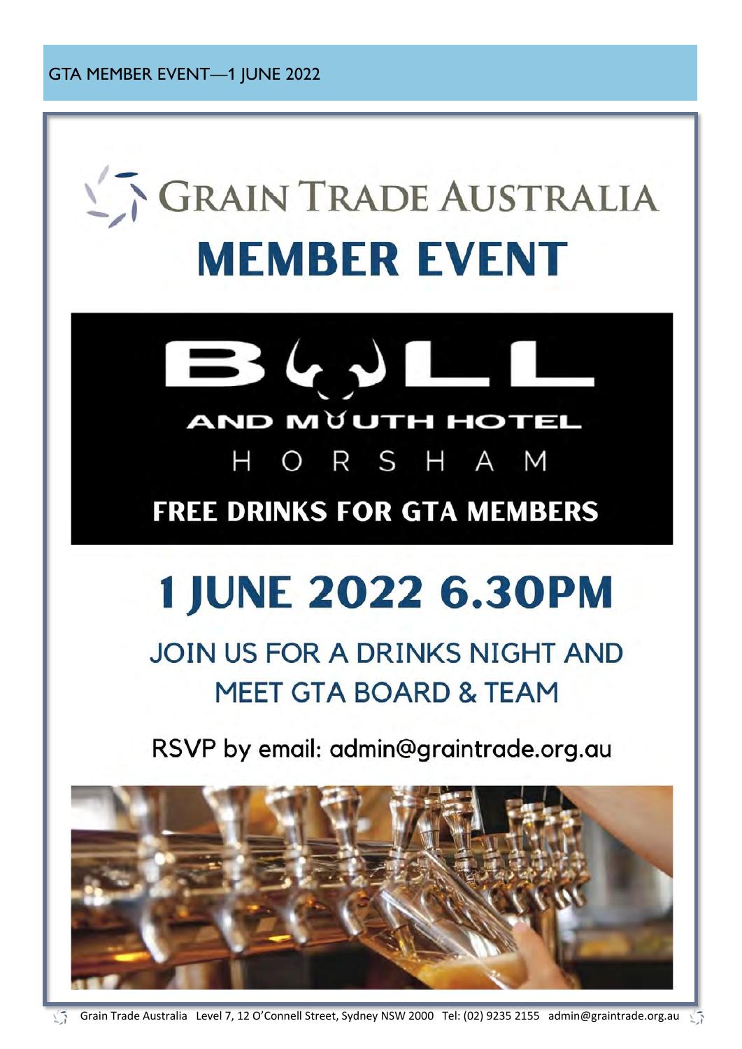GTA MEMBER EVENT—1 JUNE 2022

# GRAIN TRADE AUSTRALIA

# MEMBER EVENT

BULL AND MOUTH HOTEL

HORSHAM

**FREE DRINKS FOR GTA MEMBERS**

## 1 JUNE 2022 6.30PM

JOIN US FOR A DRINKS NIGHT AND MEET GTA BOARD & TEAM

RSVP by email: admin@graintrade.org.au